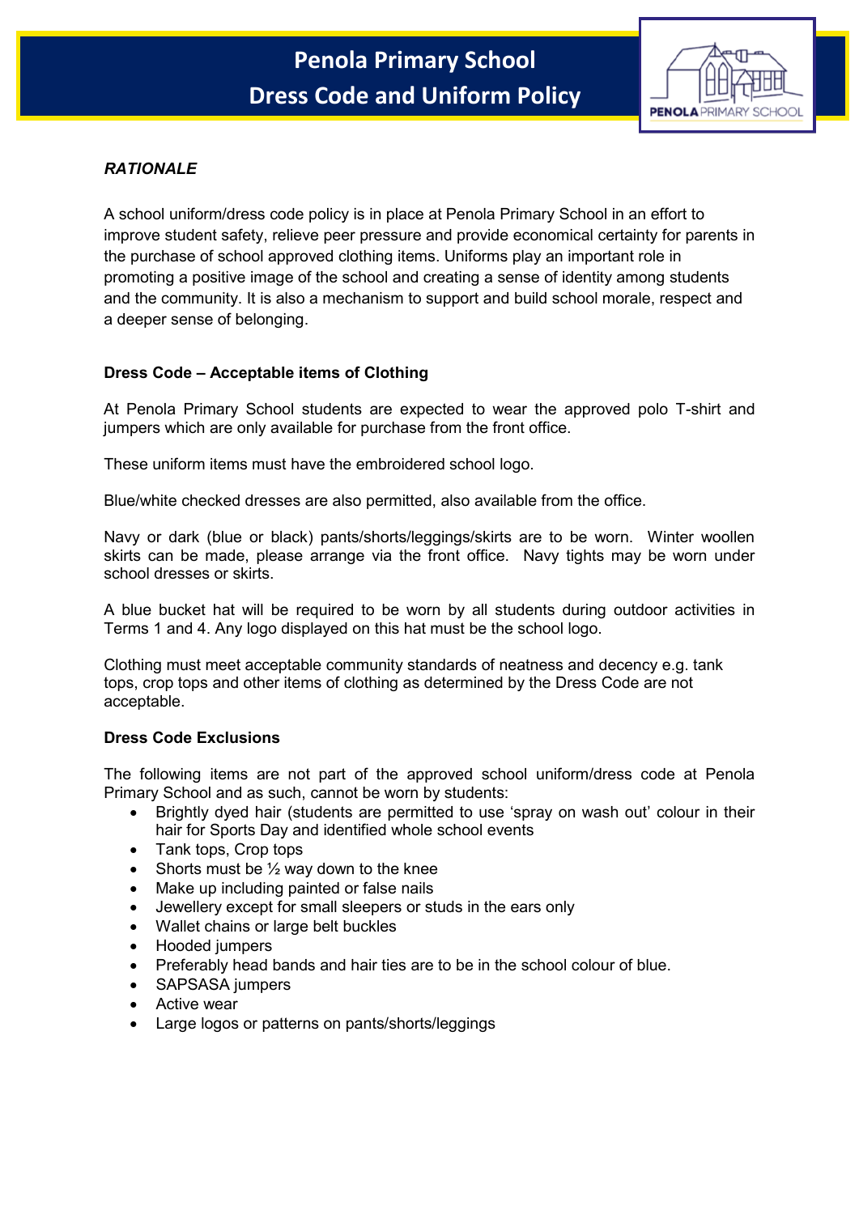# Penola Primary School
# Dress Code and Uniform Policy

### *RATIONALE*

A school uniform/dress code policy is in place at Penola Primary School in an effort to improve student safety, relieve peer pressure and provide economical certainty for parents in the purchase of school approved clothing items. Uniforms play an important role in promoting a positive image of the school and creating a sense of identity among students and the community. It is also a mechanism to support and build school morale, respect and a deeper sense of belonging.

### Dress Code – Acceptable items of Clothing

At Penola Primary School students are expected to wear the approved polo T-shirt and jumpers which are only available for purchase from the front office.

These uniform items must have the embroidered school logo.

Blue/white checked dresses are also permitted, also available from the office.

Navy or dark (blue or black) pants/shorts/leggings/skirts are to be worn. Winter woollen skirts can be made, please arrange via the front office. Navy tights may be worn under school dresses or skirts.

A blue bucket hat will be required to be worn by all students during outdoor activities in Terms 1 and 4. Any logo displayed on this hat must be the school logo.

Clothing must meet acceptable community standards of neatness and decency e.g. tank tops, crop tops and other items of clothing as determined by the Dress Code are not acceptable.

### Dress Code Exclusions

The following items are not part of the approved school uniform/dress code at Penola Primary School and as such, cannot be worn by students:

- Brightly dyed hair (students are permitted to use ‘spray on wash out’ colour in their hair for Sports Day and identified whole school events
- Tank tops, Crop tops
- Shorts must be ½ way down to the knee
- Make up including painted or false nails
- Jewellery except for small sleepers or studs in the ears only
- Wallet chains or large belt buckles
- Hooded jumpers
- Preferably head bands and hair ties are to be in the school colour of blue.
- SAPSASA jumpers
- Active wear
- Large logos or patterns on pants/shorts/leggings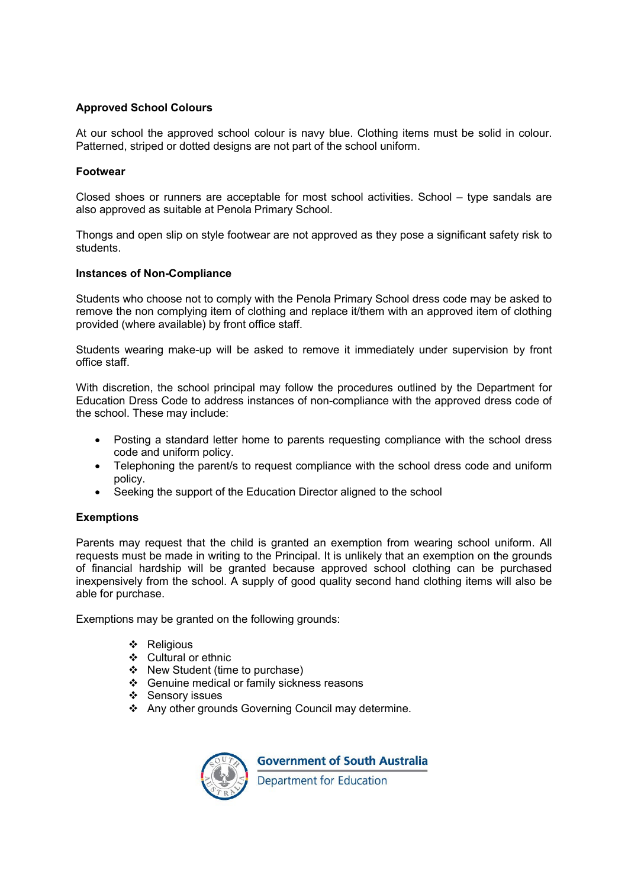**Approved School Colours**

At our school the approved school colour is navy blue. Clothing items must be solid in colour. Patterned, striped or dotted designs are not part of the school uniform.

**Footwear**

Closed shoes or runners are acceptable for most school activities. School – type sandals are also approved as suitable at Penola Primary School.

Thongs and open slip on style footwear are not approved as they pose a significant safety risk to students.

**Instances of Non-Compliance**

Students who choose not to comply with the Penola Primary School dress code may be asked to remove the non complying item of clothing and replace it/them with an approved item of clothing provided (where available) by front office staff.

Students wearing make-up will be asked to remove it immediately under supervision by front office staff.

With discretion, the school principal may follow the procedures outlined by the Department for Education Dress Code to address instances of non-compliance with the approved dress code of the school. These may include:

- Posting a standard letter home to parents requesting compliance with the school dress code and uniform policy.
- Telephoning the parent/s to request compliance with the school dress code and uniform policy.
- Seeking the support of the Education Director aligned to the school

**Exemptions**

Parents may request that the child is granted an exemption from wearing school uniform. All requests must be made in writing to the Principal. It is unlikely that an exemption on the grounds of financial hardship will be granted because approved school clothing can be purchased inexpensively from the school. A supply of good quality second hand clothing items will also be able for purchase.

Exemptions may be granted on the following grounds:

- Religious
- Cultural or ethnic
- New Student (time to purchase)
- Genuine medical or family sickness reasons
- Sensory issues
- Any other grounds Governing Council may determine.

Government of South Australia
Department for Education